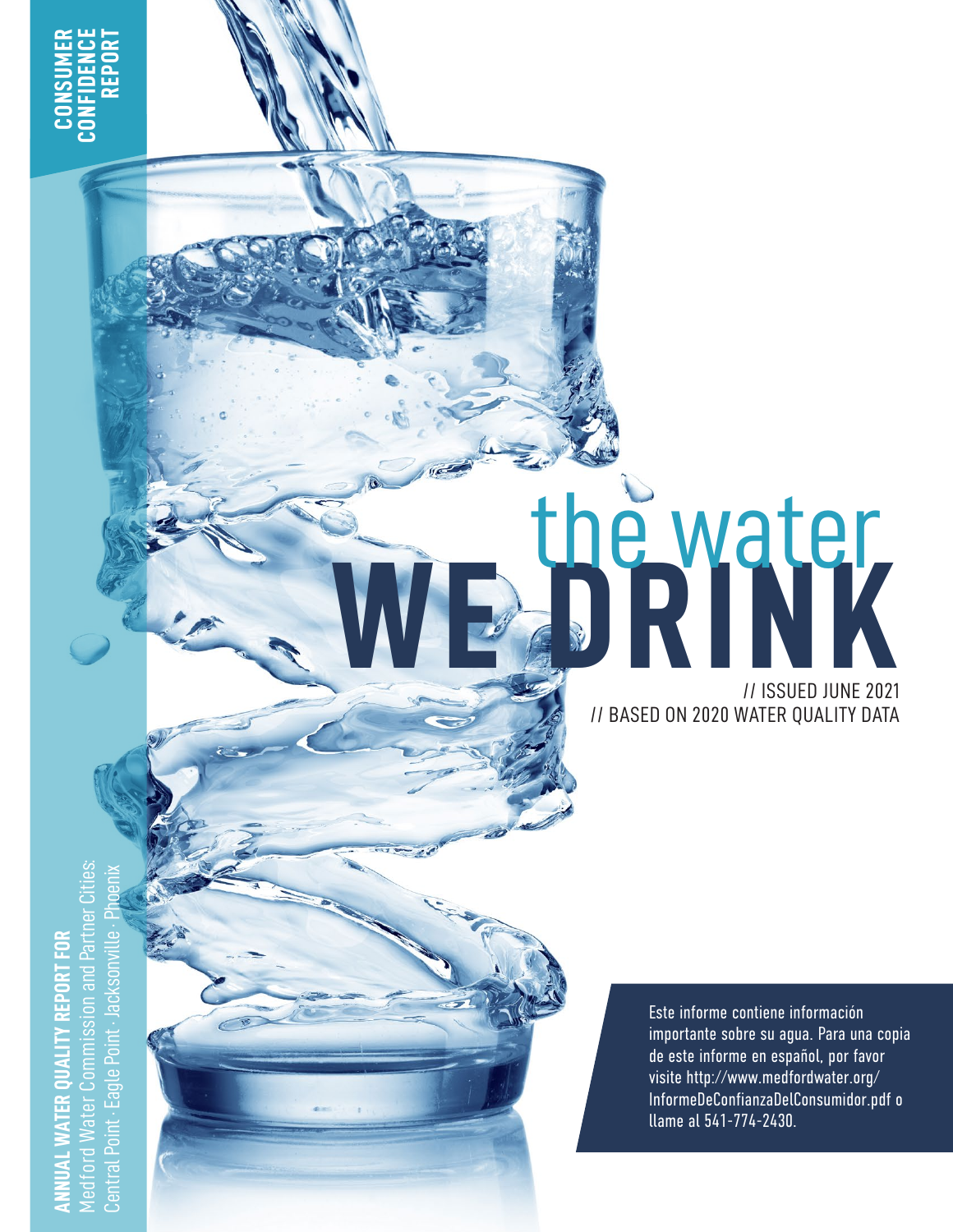CONSUMER CONFIDENCE REPORT

# the water WE DRINK

// ISSUED JUNE 2021
// BASED ON 2020 WATER QUALITY DATA

**ANNUAL WATER QUALITY REPORT FOR**
Medford Water Commission and Partner Cities:
Central Point · Eagle Point · Jacksonville · Phoenix

Este informe contiene información importante sobre su agua. Para una copia de este informe en español, por favor visite http://www.medfordwater.org/InformeDeConfianzaDelConsumidor.pdf o llame al 541-774-2430.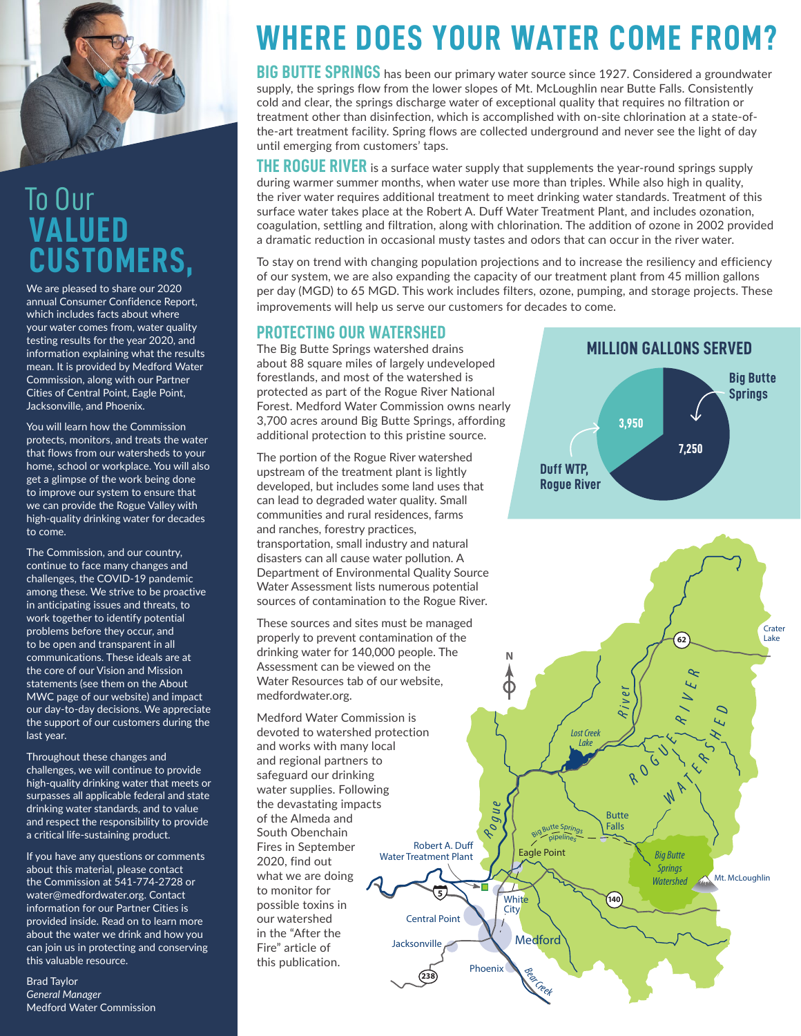# WHERE DOES YOUR WATER COME FROM?

**BIG BUTTE SPRINGS** has been our primary water source since 1927. Considered a groundwater supply, the springs flow from the lower slopes of Mt. McLoughlin near Butte Falls. Consistently cold and clear, the springs discharge water of exceptional quality that requires no filtration or treatment other than disinfection, which is accomplished with on-site chlorination at a state-of-the-art treatment facility. Spring flows are collected underground and never see the light of day until emerging from customers' taps.

**THE ROGUE RIVER** is a surface water supply that supplements the year-round springs supply during warmer summer months, when water use more than triples. While also high in quality, the river water requires additional treatment to meet drinking water standards. Treatment of this surface water takes place at the Robert A. Duff Water Treatment Plant, and includes ozonation, coagulation, settling and filtration, along with chlorination. The addition of ozone in 2002 provided a dramatic reduction in occasional musty tastes and odors that can occur in the river water.

To stay on trend with changing population projections and to increase the resiliency and efficiency of our system, we are also expanding the capacity of our treatment plant from 45 million gallons per day (MGD) to 65 MGD. This work includes filters, ozone, pumping, and storage projects. These improvements will help us serve our customers for decades to come.

## PROTECTING OUR WATERSHED

The Big Butte Springs watershed drains about 88 square miles of largely undeveloped forestlands, and most of the watershed is protected as part of the Rogue River National Forest. Medford Water Commission owns nearly 3,700 acres around Big Butte Springs, affording additional protection to this pristine source.

The portion of the Rogue River watershed upstream of the treatment plant is lightly developed, but includes some land uses that can lead to degraded water quality. Small communities and rural residences, farms and ranches, forestry practices, transportation, small industry and natural disasters can all cause water pollution. A Department of Environmental Quality Source Water Assessment lists numerous potential sources of contamination to the Rogue River.

These sources and sites must be managed properly to prevent contamination of the drinking water for 140,000 people. The Assessment can be viewed on the Water Resources tab of our website, medfordwater.org.

Medford Water Commission is devoted to watershed protection and works with many local and regional partners to safeguard our drinking water supplies. Following the devastating impacts of the Almeda and South Obenchain Fires in September 2020, find out what we are doing to monitor for possible toxins in our watershed in the "After the Fire" article of this publication.

### MILLION GALLONS SERVED

| Source | Million Gallons |
|---|---|
| Big Butte Springs | 7,250 |
| Duff WTP, Rogue River | 3,950 |

# To Our VALUED CUSTOMERS,

We are pleased to share our 2020 annual Consumer Confidence Report, which includes facts about where your water comes from, water quality testing results for the year 2020, and information explaining what the results mean. It is provided by Medford Water Commission, along with our Partner Cities of Central Point, Eagle Point, Jacksonville, and Phoenix.

You will learn how the Commission protects, monitors, and treats the water that flows from our watersheds to your home, school or workplace. You will also get a glimpse of the work being done to improve our system to ensure that we can provide the Rogue Valley with high-quality drinking water for decades to come.

The Commission, and our country, continue to face many changes and challenges, the COVID-19 pandemic among these. We strive to be proactive in anticipating issues and threats, to work together to identify potential problems before they occur, and to be open and transparent in all communications. These ideals are at the core of our Vision and Mission statements (see them on the About MWC page of our website) and impact our day-to-day decisions. We appreciate the support of our customers during the last year.

Throughout these changes and challenges, we will continue to provide high-quality drinking water that meets or surpasses all applicable federal and state drinking water standards, and to value and respect the responsibility to provide a critical life-sustaining product.

If you have any questions or comments about this material, please contact the Commission at 541-774-2728 or water@medfordwater.org. Contact information for our Partner Cities is provided inside. Read on to learn more about the water we drink and how you can join us in protecting and conserving this valuable resource.

Brad Taylor
*General Manager*
Medford Water Commission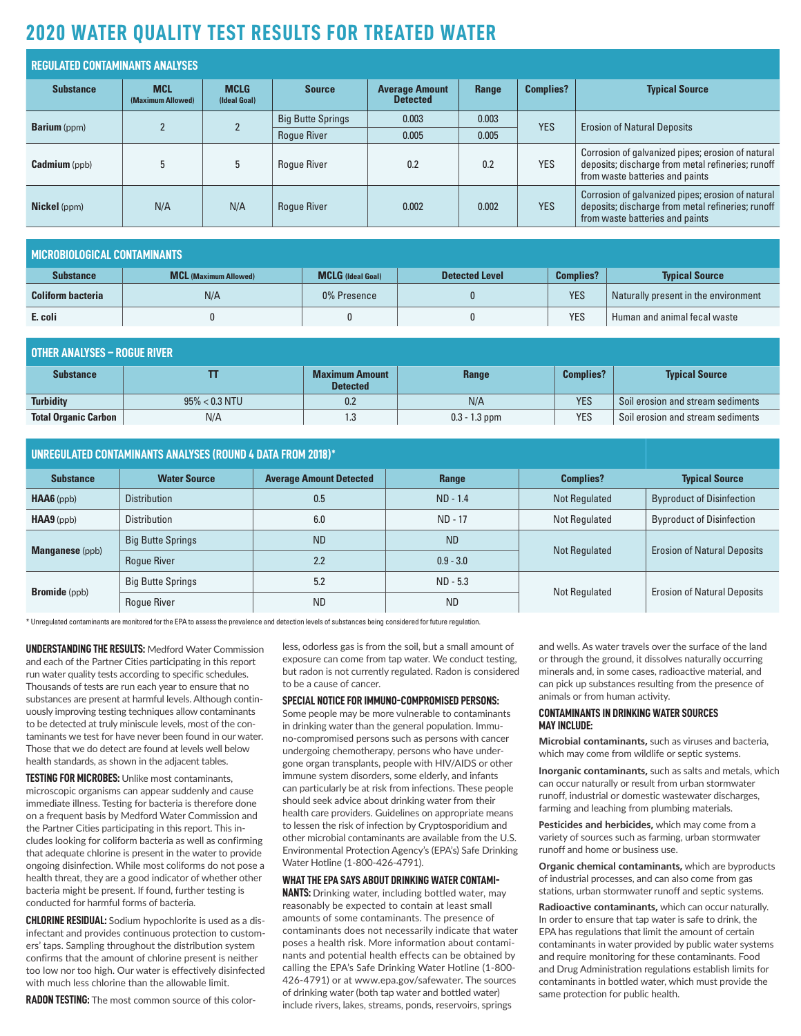# 2020 WATER QUALITY TEST RESULTS FOR TREATED WATER

## REGULATED CONTAMINANTS ANALYSES

| Substance | MCL (Maximum Allowed) | MCLG (Ideal Goal) | Source | Average Amount Detected | Range | Complies? | Typical Source |
|---|---|---|---|---|---|---|---|
| **Barium** (ppm) | 2 | 2 | Big Butte Springs | 0.003 | 0.003 | YES | Erosion of Natural Deposits |
| | | | Rogue River | 0.005 | 0.005 | | |
| **Cadmium** (ppb) | 5 | 5 | Rogue River | 0.2 | 0.2 | YES | Corrosion of galvanized pipes; erosion of natural deposits; discharge from metal refineries; runoff from waste batteries and paints |
| **Nickel** (ppm) | N/A | N/A | Rogue River | 0.002 | 0.002 | YES | Corrosion of galvanized pipes; erosion of natural deposits; discharge from metal refineries; runoff from waste batteries and paints |

## MICROBIOLOGICAL CONTAMINANTS

| Substance | MCL (Maximum Allowed) | MCLG (Ideal Goal) | Detected Level | Complies? | Typical Source |
|---|---|---|---|---|---|
| **Coliform bacteria** | N/A | 0% Presence | 0 | YES | Naturally present in the environment |
| **E. coli** | 0 | 0 | 0 | YES | Human and animal fecal waste |

## OTHER ANALYSES – ROGUE RIVER

| Substance | TT | Maximum Amount Detected | Range | Complies? | Typical Source |
|---|---|---|---|---|---|
| **Turbidity** | 95% < 0.3 NTU | 0.2 | N/A | YES | Soil erosion and stream sediments |
| **Total Organic Carbon** | N/A | 1.3 | 0.3 - 1.3 ppm | YES | Soil erosion and stream sediments |

## UNREGULATED CONTAMINANTS ANALYSES (ROUND 4 DATA FROM 2018)*

| Substance | Water Source | Average Amount Detected | Range | Complies? | Typical Source |
|---|---|---|---|---|---|
| **HAA6** (ppb) | Distribution | 0.5 | ND - 1.4 | Not Regulated | Byproduct of Disinfection |
| **HAA9** (ppb) | Distribution | 6.0 | ND - 17 | Not Regulated | Byproduct of Disinfection |
| **Manganese** (ppb) | Big Butte Springs | ND | ND | Not Regulated | Erosion of Natural Deposits |
| | Rogue River | 2.2 | 0.9 - 3.0 | | |
| **Bromide** (ppb) | Big Butte Springs | 5.2 | ND - 5.3 | Not Regulated | Erosion of Natural Deposits |
| | Rogue River | ND | ND | | |

* Unregulated contaminants are monitored for the EPA to assess the prevalence and detection levels of substances being considered for future regulation.

**UNDERSTANDING THE RESULTS:** Medford Water Commission and each of the Partner Cities participating in this report run water quality tests according to specific schedules. Thousands of tests are run each year to ensure that no substances are present at harmful levels. Although continuously improving testing techniques allow contaminants to be detected at truly miniscule levels, most of the contaminants we test for have never been found in our water. Those that we do detect are found at levels well below health standards, as shown in the adjacent tables.

**TESTING FOR MICROBES:** Unlike most contaminants, microscopic organisms can appear suddenly and cause immediate illness. Testing for bacteria is therefore done on a frequent basis by Medford Water Commission and the Partner Cities participating in this report. This includes looking for coliform bacteria as well as confirming that adequate chlorine is present in the water to provide ongoing disinfection. While most coliforms do not pose a health threat, they are a good indicator of whether other bacteria might be present. If found, further testing is conducted for harmful forms of bacteria.

**CHLORINE RESIDUAL:** Sodium hypochlorite is used as a disinfectant and provides continuous protection to customers' taps. Sampling throughout the distribution system confirms that the amount of chlorine present is neither too low nor too high. Our water is effectively disinfected with much less chlorine than the allowable limit.

**RADON TESTING:** The most common source of this colorless, odorless gas is from the soil, but a small amount of exposure can come from tap water. We conduct testing, but radon is not currently regulated. Radon is considered to be a cause of cancer.

**SPECIAL NOTICE FOR IMMUNO-COMPROMISED PERSONS:** Some people may be more vulnerable to contaminants in drinking water than the general population. Immuno-compromised persons such as persons with cancer undergoing chemotherapy, persons who have undergone organ transplants, people with HIV/AIDS or other immune system disorders, some elderly, and infants can particularly be at risk from infections. These people should seek advice about drinking water from their health care providers. Guidelines on appropriate means to lessen the risk of infection by Cryptosporidium and other microbial contaminants are available from the U.S. Environmental Protection Agency's (EPA's) Safe Drinking Water Hotline (1-800-426-4791).

**WHAT THE EPA SAYS ABOUT DRINKING WATER CONTAMINANTS:** Drinking water, including bottled water, may reasonably be expected to contain at least small amounts of some contaminants. The presence of contaminants does not necessarily indicate that water poses a health risk. More information about contaminants and potential health effects can be obtained by calling the EPA's Safe Drinking Water Hotline (1-800-426-4791) or at www.epa.gov/safewater. The sources of drinking water (both tap water and bottled water) include rivers, lakes, streams, ponds, reservoirs, springs and wells. As water travels over the surface of the land or through the ground, it dissolves naturally occurring minerals and, in some cases, radioactive material, and can pick up substances resulting from the presence of animals or from human activity.

**CONTAMINANTS IN DRINKING WATER SOURCES MAY INCLUDE:**

**Microbial contaminants,** such as viruses and bacteria, which may come from wildlife or septic systems.

**Inorganic contaminants,** such as salts and metals, which can occur naturally or result from urban stormwater runoff, industrial or domestic wastewater discharges, farming and leaching from plumbing materials.

**Pesticides and herbicides,** which may come from a variety of sources such as farming, urban stormwater runoff and home or business use.

**Organic chemical contaminants,** which are byproducts of industrial processes, and can also come from gas stations, urban stormwater runoff and septic systems.

**Radioactive contaminants,** which can occur naturally. In order to ensure that tap water is safe to drink, the EPA has regulations that limit the amount of certain contaminants in water provided by public water systems and require monitoring for these contaminants. Food and Drug Administration regulations establish limits for contaminants in bottled water, which must provide the same protection for public health.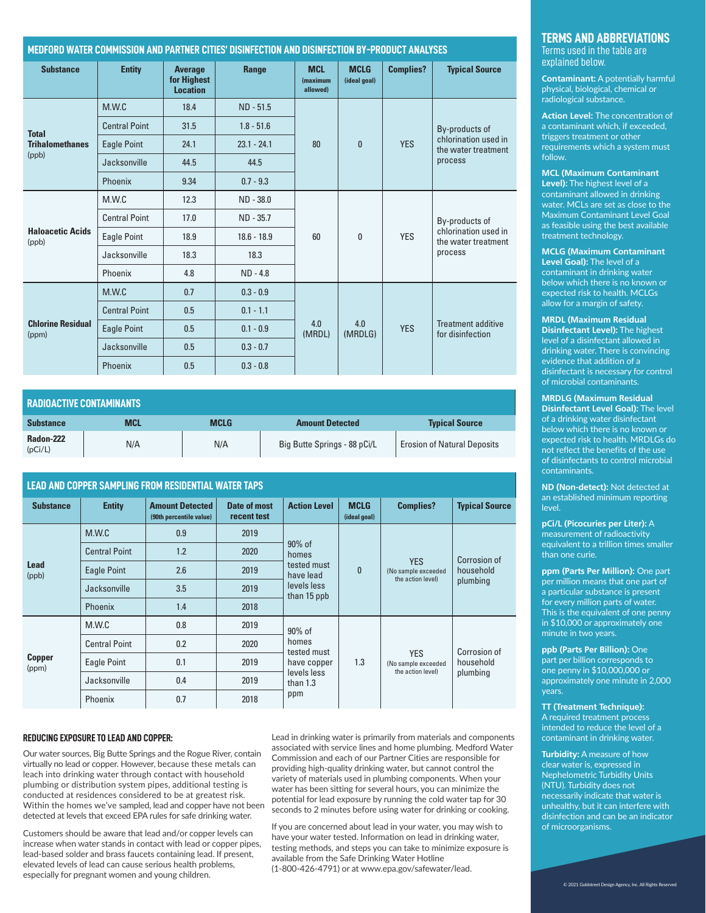## MEDFORD WATER COMMISSION AND PARTNER CITIES' DISINFECTION AND DISINFECTION BY-PRODUCT ANALYSES

| Substance | Entity | Average for Highest Location | Range | MCL (maximum allowed) | MCLG (ideal goal) | Complies? | Typical Source |
|---|---|---|---|---|---|---|---|
| Total Trihalomethanes (ppb) | M.W.C | 18.4 | ND - 51.5 | 80 | 0 | YES | By-products of chlorination used in the water treatment process |
| | Central Point | 31.5 | 1.8 - 51.6 | | | | |
| | Eagle Point | 24.1 | 23.1 - 24.1 | | | | |
| | Jacksonville | 44.5 | 44.5 | | | | |
| | Phoenix | 9.34 | 0.7 - 9.3 | | | | |
| Haloacetic Acids (ppb) | M.W.C | 12.3 | ND - 38.0 | 60 | 0 | YES | By-products of chlorination used in the water treatment process |
| | Central Point | 17.0 | ND - 35.7 | | | | |
| | Eagle Point | 18.9 | 18.6 - 18.9 | | | | |
| | Jacksonville | 18.3 | 18.3 | | | | |
| | Phoenix | 4.8 | ND - 4.8 | | | | |
| Chlorine Residual (ppm) | M.W.C | 0.7 | 0.3 - 0.9 | 4.0 (MRDL) | 4.0 (MRDLG) | YES | Treatment additive for disinfection |
| | Central Point | 0.5 | 0.1 - 1.1 | | | | |
| | Eagle Point | 0.5 | 0.1 - 0.9 | | | | |
| | Jacksonville | 0.5 | 0.3 - 0.7 | | | | |
| | Phoenix | 0.5 | 0.3 - 0.8 | | | | |

## RADIOACTIVE CONTAMINANTS

| Substance | MCL | MCLG | Amount Detected | Typical Source |
|---|---|---|---|---|
| Radon-222 (pCi/L) | N/A | N/A | Big Butte Springs - 88 pCi/L | Erosion of Natural Deposits |

## LEAD AND COPPER SAMPLING FROM RESIDENTIAL WATER TAPS

| Substance | Entity | Amount Detected (90th percentile value) | Date of most recent test | Action Level | MCLG (ideal goal) | Complies? | Typical Source |
|---|---|---|---|---|---|---|---|
| Lead (ppb) | M.W.C | 0.9 | 2019 | 90% of homes tested must have lead levels less than 15 ppb | 0 | YES (No sample exceeded the action level) | Corrosion of household plumbing |
| | Central Point | 1.2 | 2020 | | | | |
| | Eagle Point | 2.6 | 2019 | | | | |
| | Jacksonville | 3.5 | 2019 | | | | |
| | Phoenix | 1.4 | 2018 | | | | |
| Copper (ppm) | M.W.C | 0.8 | 2019 | 90% of homes tested must have copper levels less than 1.3 ppm | 1.3 | YES (No sample exceeded the action level) | Corrosion of household plumbing |
| | Central Point | 0.2 | 2020 | | | | |
| | Eagle Point | 0.1 | 2019 | | | | |
| | Jacksonville | 0.4 | 2019 | | | | |
| | Phoenix | 0.7 | 2018 | | | | |

### REDUCING EXPOSURE TO LEAD AND COPPER:

Our water sources, Big Butte Springs and the Rogue River, contain virtually no lead or copper. However, because these metals can leach into drinking water through contact with household plumbing or distribution system pipes, additional testing is conducted at residences considered to be at greatest risk. Within the homes we've sampled, lead and copper have not been detected at levels that exceed EPA rules for safe drinking water.

Customers should be aware that lead and/or copper levels can increase when water stands in contact with lead or copper pipes, lead-based solder and brass faucets containing lead. If present, elevated levels of lead can cause serious health problems, especially for pregnant women and young children.

Lead in drinking water is primarily from materials and components associated with service lines and home plumbing. Medford Water Commission and each of our Partner Cities are responsible for providing high-quality drinking water, but cannot control the variety of materials used in plumbing components. When your water has been sitting for several hours, you can minimize the potential for lead exposure by running the cold water tap for 30 seconds to 2 minutes before using water for drinking or cooking.

If you are concerned about lead in your water, you may wish to have your water tested. Information on lead in drinking water, testing methods, and steps you can take to minimize exposure is available from the Safe Drinking Water Hotline (1-800-426-4791) or at www.epa.gov/safewater/lead.

## TERMS AND ABBREVIATIONS

Terms used in the table are explained below.

**Contaminant:** A potentially harmful physical, biological, chemical or radiological substance.

**Action Level:** The concentration of a contaminant which, if exceeded, triggers treatment or other requirements which a system must follow.

**MCL (Maximum Contaminant Level):** The highest level of a contaminant allowed in drinking water. MCLs are set as close to the Maximum Contaminant Level Goal as feasible using the best available treatment technology.

**MCLG (Maximum Contaminant Level Goal):** The level of a contaminant in drinking water below which there is no known or expected risk to health. MCLGs allow for a margin of safety.

**MRDL (Maximum Residual Disinfectant Level):** The highest level of a disinfectant allowed in drinking water. There is convincing evidence that addition of a disinfectant is necessary for control of microbial contaminants.

**MRDLG (Maximum Residual Disinfectant Level Goal):** The level of a drinking water disinfectant below which there is no known or expected risk to health. MRDLGs do not reflect the benefits of the use of disinfectants to control microbial contaminants.

**ND (Non-detect):** Not detected at an established minimum reporting level.

**pCi/L (Picocuries per Liter):** A measurement of radioactivity equivalent to a trillion times smaller than one curie.

**ppm (Parts Per Million):** One part per million means that one part of a particular substance is present for every million parts of water. This is the equivalent of one penny in $10,000 or approximately one minute in two years.

**ppb (Parts Per Billion):** One part per billion corresponds to one penny in $10,000,000 or approximately one minute in 2,000 years.

**TT (Treatment Technique):** A required treatment process intended to reduce the level of a contaminant in drinking water.

**Turbidity:** A measure of how clear water is, expressed in Nephelometric Turbidity Units (NTU). Turbidity does not necessarily indicate that water is unhealthy, but it can interfere with disinfection and can be an indicator of microorganisms.

© 2021 Goldstreet Design Agency, Inc. All Rights Reserved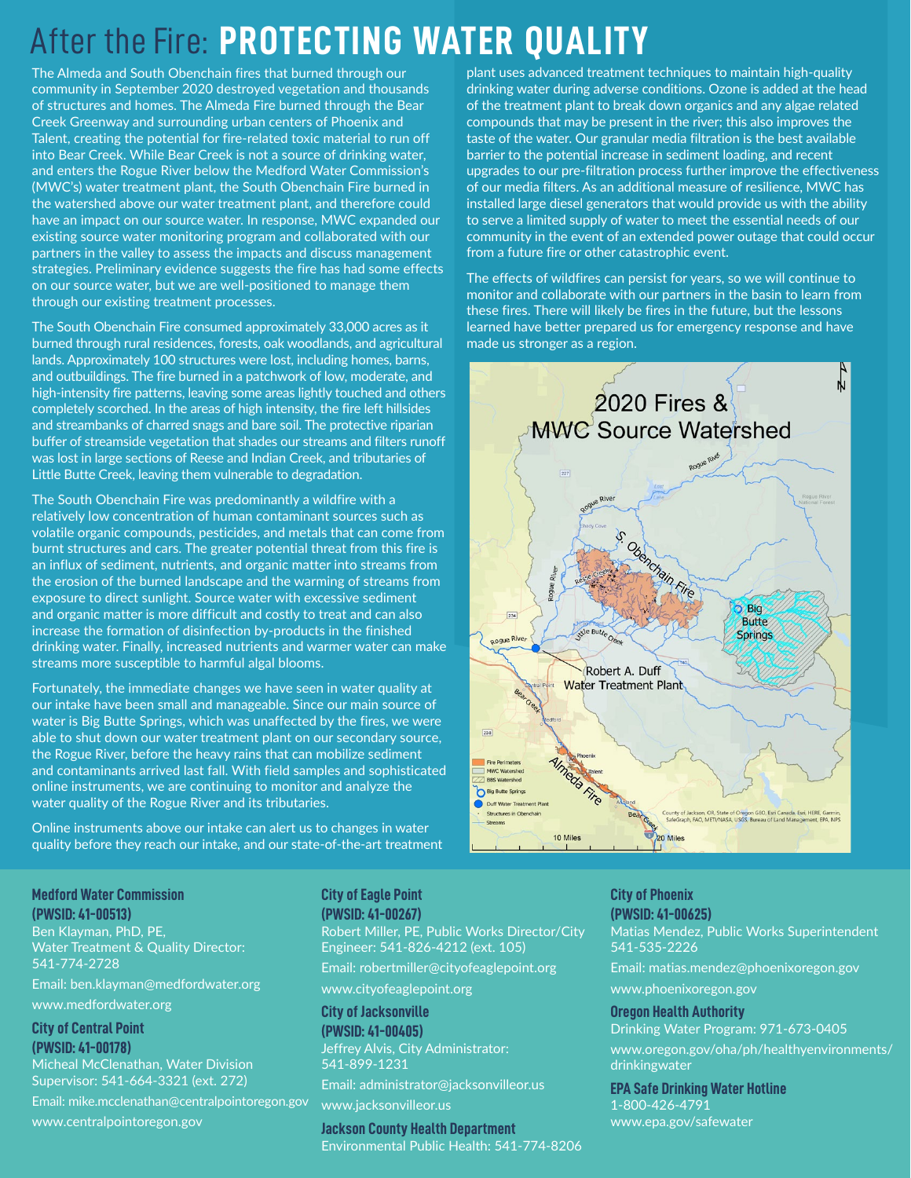# After the Fire: PROTECTING WATER QUALITY

The Almeda and South Obenchain fires that burned through our community in September 2020 destroyed vegetation and thousands of structures and homes. The Almeda Fire burned through the Bear Creek Greenway and surrounding urban centers of Phoenix and Talent, creating the potential for fire-related toxic material to run off into Bear Creek. While Bear Creek is not a source of drinking water, and enters the Rogue River below the Medford Water Commission's (MWC's) water treatment plant, the South Obenchain Fire burned in the watershed above our water treatment plant, and therefore could have an impact on our source water. In response, MWC expanded our existing source water monitoring program and collaborated with our partners in the valley to assess the impacts and discuss management strategies. Preliminary evidence suggests the fire has had some effects on our source water, but we are well-positioned to manage them through our existing treatment processes.

The South Obenchain Fire consumed approximately 33,000 acres as it burned through rural residences, forests, oak woodlands, and agricultural lands. Approximately 100 structures were lost, including homes, barns, and outbuildings. The fire burned in a patchwork of low, moderate, and high-intensity fire patterns, leaving some areas lightly touched and others completely scorched. In the areas of high intensity, the fire left hillsides and streambanks of charred snags and bare soil. The protective riparian buffer of streamside vegetation that shades our streams and filters runoff was lost in large sections of Reese and Indian Creek, and tributaries of Little Butte Creek, leaving them vulnerable to degradation.

The South Obenchain Fire was predominantly a wildfire with a relatively low concentration of human contaminant sources such as volatile organic compounds, pesticides, and metals that can come from burnt structures and cars. The greater potential threat from this fire is an influx of sediment, nutrients, and organic matter into streams from the erosion of the burned landscape and the warming of streams from exposure to direct sunlight. Source water with excessive sediment and organic matter is more difficult and costly to treat and can also increase the formation of disinfection by-products in the finished drinking water. Finally, increased nutrients and warmer water can make streams more susceptible to harmful algal blooms.

Fortunately, the immediate changes we have seen in water quality at our intake have been small and manageable. Since our main source of water is Big Butte Springs, which was unaffected by the fires, we were able to shut down our water treatment plant on our secondary source, the Rogue River, before the heavy rains that can mobilize sediment and contaminants arrived last fall. With field samples and sophisticated online instruments, we are continuing to monitor and analyze the water quality of the Rogue River and its tributaries.

Online instruments above our intake can alert us to changes in water quality before they reach our intake, and our state-of-the-art treatment plant uses advanced treatment techniques to maintain high-quality drinking water during adverse conditions. Ozone is added at the head of the treatment plant to break down organics and any algae related compounds that may be present in the river; this also improves the taste of the water. Our granular media filtration is the best available barrier to the potential increase in sediment loading, and recent upgrades to our pre-filtration process further improve the effectiveness of our media filters. As an additional measure of resilience, MWC has installed large diesel generators that would provide us with the ability to serve a limited supply of water to meet the essential needs of our community in the event of an extended power outage that could occur from a future fire or other catastrophic event.

The effects of wildfires can persist for years, so we will continue to monitor and collaborate with our partners in the basin to learn from these fires. There will likely be fires in the future, but the lessons learned have better prepared us for emergency response and have made us stronger as a region.

2020 Fires & MWC Source Watershed

**Medford Water Commission (PWSID: 41-00513)**
Ben Klayman, PhD, PE, Water Treatment & Quality Director: 541-774-2728
Email: ben.klayman@medfordwater.org
www.medfordwater.org

**City of Central Point (PWSID: 41-00178)**
Micheal McClenathan, Water Division Supervisor: 541-664-3321 (ext. 272)
Email: mike.mcclenathan@centralpointoregon.gov
www.centralpointoregon.gov

**City of Eagle Point (PWSID: 41-00267)**
Robert Miller, PE, Public Works Director/City Engineer: 541-826-4212 (ext. 105)
Email: robertmiller@cityofeaglepoint.org
www.cityofeaglepoint.org

**City of Jacksonville (PWSID: 41-00405)**
Jeffrey Alvis, City Administrator: 541-899-1231
Email: administrator@jacksonvilleor.us
www.jacksonvilleor.us

**Jackson County Health Department**
Environmental Public Health: 541-774-8206

**City of Phoenix (PWSID: 41-00625)**
Matias Mendez, Public Works Superintendent 541-535-2226
Email: matias.mendez@phoenixoregon.gov
www.phoenixoregon.gov

**Oregon Health Authority**
Drinking Water Program: 971-673-0405
www.oregon.gov/oha/ph/healthyenvironments/drinkingwater

**EPA Safe Drinking Water Hotline**
1-800-426-4791
www.epa.gov/safewater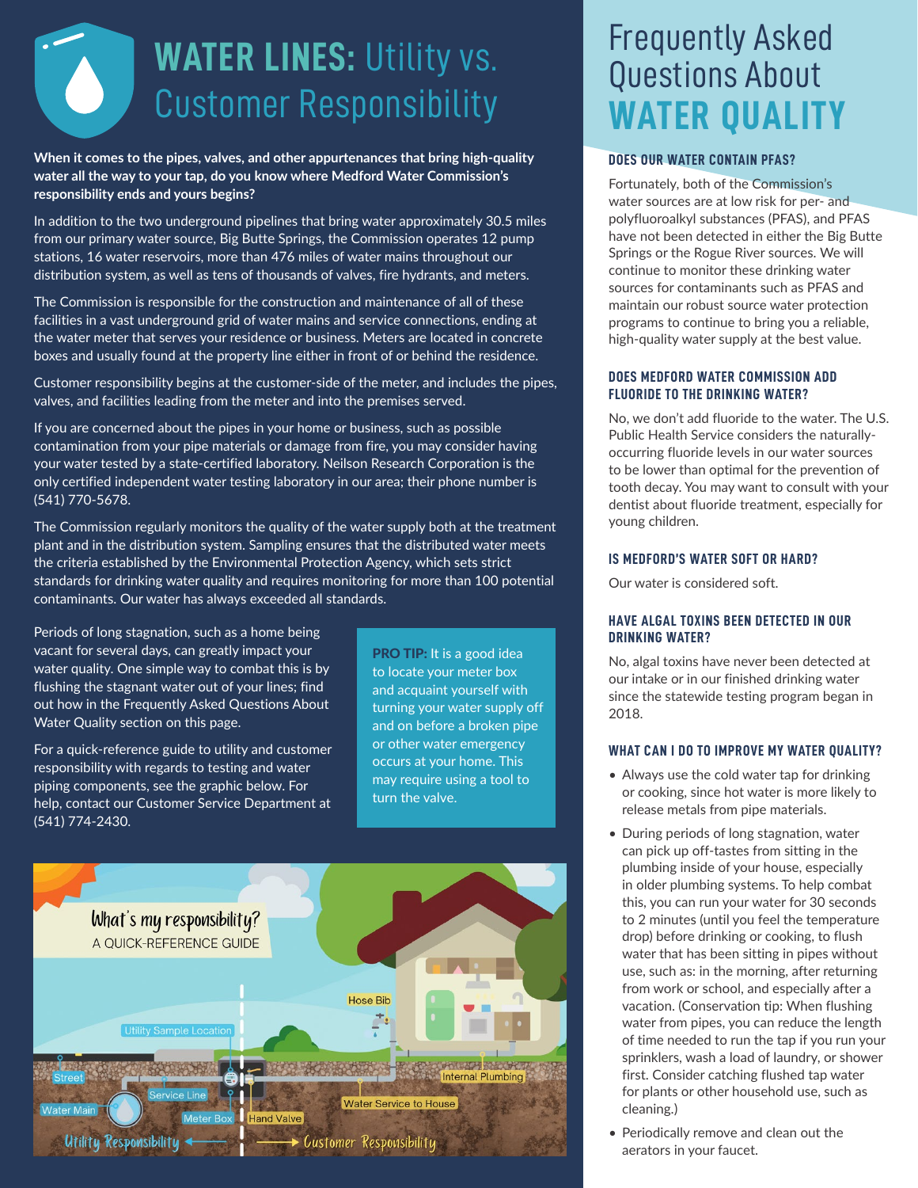# WATER LINES: Utility vs. Customer Responsibility

**When it comes to the pipes, valves, and other appurtenances that bring high-quality water all the way to your tap, do you know where Medford Water Commission's responsibility ends and yours begins?**

In addition to the two underground pipelines that bring water approximately 30.5 miles from our primary water source, Big Butte Springs, the Commission operates 12 pump stations, 16 water reservoirs, more than 476 miles of water mains throughout our distribution system, as well as tens of thousands of valves, fire hydrants, and meters.

The Commission is responsible for the construction and maintenance of all of these facilities in a vast underground grid of water mains and service connections, ending at the water meter that serves your residence or business. Meters are located in concrete boxes and usually found at the property line either in front of or behind the residence.

Customer responsibility begins at the customer-side of the meter, and includes the pipes, valves, and facilities leading from the meter and into the premises served.

If you are concerned about the pipes in your home or business, such as possible contamination from your pipe materials or damage from fire, you may consider having your water tested by a state-certified laboratory. Neilson Research Corporation is the only certified independent water testing laboratory in our area; their phone number is (541) 770-5678.

The Commission regularly monitors the quality of the water supply both at the treatment plant and in the distribution system. Sampling ensures that the distributed water meets the criteria established by the Environmental Protection Agency, which sets strict standards for drinking water quality and requires monitoring for more than 100 potential contaminants. Our water has always exceeded all standards.

Periods of long stagnation, such as a home being vacant for several days, can greatly impact your water quality. One simple way to combat this is by flushing the stagnant water out of your lines; find out how in the Frequently Asked Questions About Water Quality section on this page.

For a quick-reference guide to utility and customer responsibility with regards to testing and water piping components, see the graphic below. For help, contact our Customer Service Department at (541) 774-2430.

**PRO TIP:** It is a good idea to locate your meter box and acquaint yourself with turning your water supply off and on before a broken pipe or other water emergency occurs at your home. This may require using a tool to turn the valve.

What's my responsibility?
A QUICK-REFERENCE GUIDE

Hose Bib
Utility Sample Location
Street
Internal Plumbing
Service Line
Water Service to House
Water Main
Meter Box
Hand Valve
Utility Responsibility
Customer Responsibility

# Frequently Asked Questions About WATER QUALITY

### DOES OUR WATER CONTAIN PFAS?

Fortunately, both of the Commission's water sources are at low risk for per- and polyfluoroalkyl substances (PFAS), and PFAS have not been detected in either the Big Butte Springs or the Rogue River sources. We will continue to monitor these drinking water sources for contaminants such as PFAS and maintain our robust source water protection programs to continue to bring you a reliable, high-quality water supply at the best value.

### DOES MEDFORD WATER COMMISSION ADD FLUORIDE TO THE DRINKING WATER?

No, we don't add fluoride to the water. The U.S. Public Health Service considers the naturally-occurring fluoride levels in our water sources to be lower than optimal for the prevention of tooth decay. You may want to consult with your dentist about fluoride treatment, especially for young children.

### IS MEDFORD'S WATER SOFT OR HARD?

Our water is considered soft.

### HAVE ALGAL TOXINS BEEN DETECTED IN OUR DRINKING WATER?

No, algal toxins have never been detected at our intake or in our finished drinking water since the statewide testing program began in 2018.

### WHAT CAN I DO TO IMPROVE MY WATER QUALITY?

- Always use the cold water tap for drinking or cooking, since hot water is more likely to release metals from pipe materials.
- During periods of long stagnation, water can pick up off-tastes from sitting in the plumbing inside of your house, especially in older plumbing systems. To help combat this, you can run your water for 30 seconds to 2 minutes (until you feel the temperature drop) before drinking or cooking, to flush water that has been sitting in pipes without use, such as: in the morning, after returning from work or school, and especially after a vacation. (Conservation tip: When flushing water from pipes, you can reduce the length of time needed to run the tap if you run your sprinklers, wash a load of laundry, or shower first. Consider catching flushed tap water for plants or other household use, such as cleaning.)
- Periodically remove and clean out the aerators in your faucet.